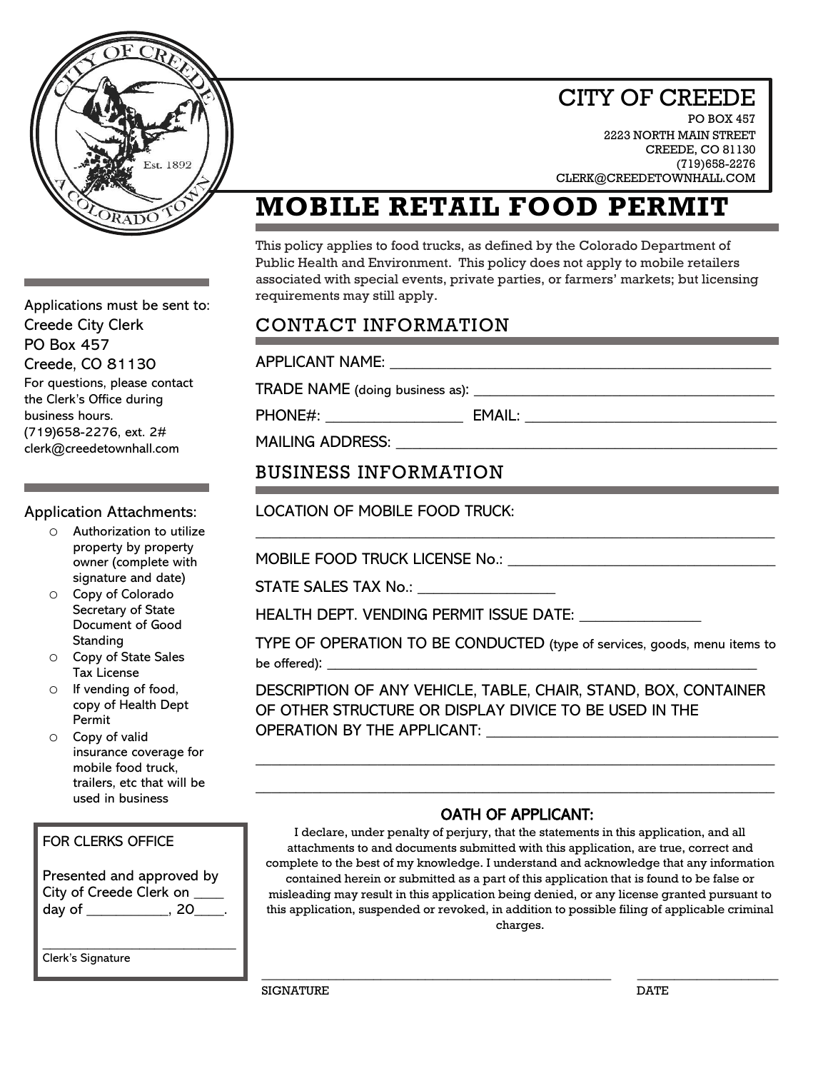# CITY OF CREEDE

PO BOX 457
2223 NORTH MAIN STREET
CREEDE, CO 81130
(719)658-2276
CLERK@CREEDETOWNHALL.COM

# MOBILE RETAIL FOOD PERMIT

This policy applies to food trucks, as defined by the Colorado Department of Public Health and Environment. This policy does not apply to mobile retailers associated with special events, private parties, or farmers' markets; but licensing requirements may still apply.

## CONTACT INFORMATION

APPLICANT NAME: ______________________________________________

TRADE NAME (doing business as): ______________________________________

PHONE#: _________________ EMAIL: ________________________________

MAILING ADDRESS: _____________________________________________

## BUSINESS INFORMATION

LOCATION OF MOBILE FOOD TRUCK:

______________________________________________________________

MOBILE FOOD TRUCK LICENSE No.: _________________________________

STATE SALES TAX No.: _________________

HEALTH DEPT. VENDING PERMIT ISSUE DATE: _______________

TYPE OF OPERATION TO BE CONDUCTED (type of services, goods, menu items to be offered): _______________________________________________________

DESCRIPTION OF ANY VEHICLE, TABLE, CHAIR, STAND, BOX, CONTAINER OF OTHER STRUCTURE OR DISPLAY DIVICE TO BE USED IN THE OPERATION BY THE APPLICANT: ____________________________________

______________________________________________________________

______________________________________________________________

### OATH OF APPLICANT:

I declare, under penalty of perjury, that the statements in this application, and all attachments to and documents submitted with this application, are true, correct and complete to the best of my knowledge. I understand and acknowledge that any information contained herein or submitted as a part of this application that is found to be false or misleading may result in this application being denied, or any license granted pursuant to this application, suspended or revoked, in addition to possible filing of applicable criminal charges.

_____________________________________________ ____________________

SIGNATURE DATE

---

Applications must be sent to:
Creede City Clerk
PO Box 457
Creede, CO 81130

For questions, please contact the Clerk's Office during business hours.
(719)658-2276, ext. 2#
clerk@creedetownhall.com

Application Attachments:

- Authorization to utilize property by property owner (complete with signature and date)
- Copy of Colorado Secretary of State Document of Good Standing
- Copy of State Sales Tax License
- If vending of food, copy of Health Dept Permit
- Copy of valid insurance coverage for mobile food truck, trailers, etc that will be used in business

FOR CLERKS OFFICE

Presented and approved by City of Creede Clerk on ____ day of ___________, 20____.

___________________________
Clerk's Signature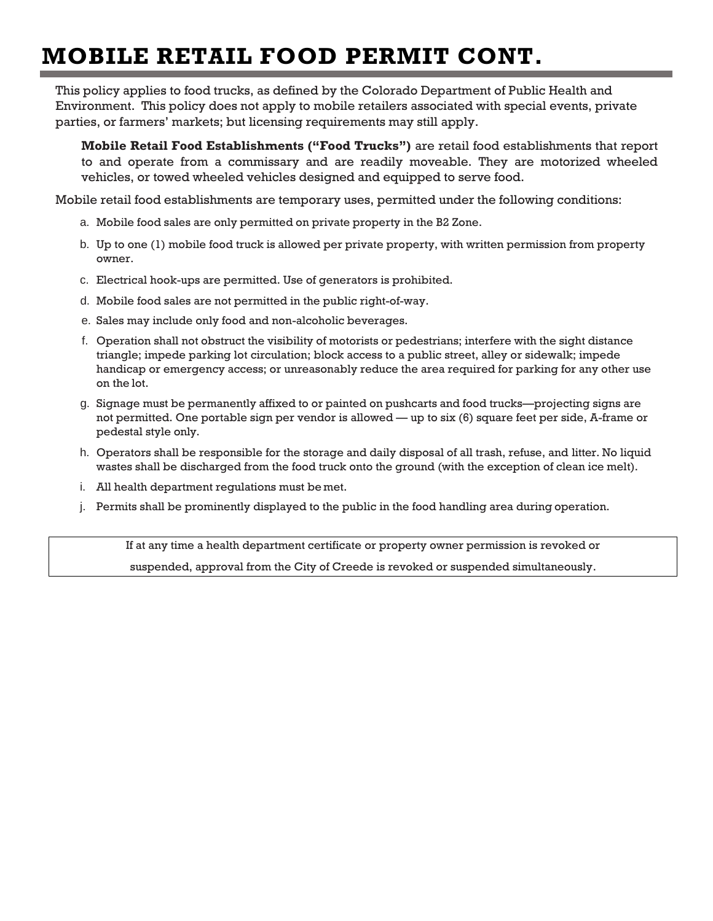# MOBILE RETAIL FOOD PERMIT CONT.

This policy applies to food trucks, as defined by the Colorado Department of Public Health and Environment. This policy does not apply to mobile retailers associated with special events, private parties, or farmers' markets; but licensing requirements may still apply.

> **Mobile Retail Food Establishments ("Food Trucks")** are retail food establishments that report to and operate from a commissary and are readily moveable. They are motorized wheeled vehicles, or towed wheeled vehicles designed and equipped to serve food.

Mobile retail food establishments are temporary uses, permitted under the following conditions:

a. Mobile food sales are only permitted on private property in the B2 Zone.
b. Up to one (1) mobile food truck is allowed per private property, with written permission from property owner.
c. Electrical hook-ups are permitted. Use of generators is prohibited.
d. Mobile food sales are not permitted in the public right-of-way.
e. Sales may include only food and non-alcoholic beverages.
f. Operation shall not obstruct the visibility of motorists or pedestrians; interfere with the sight distance triangle; impede parking lot circulation; block access to a public street, alley or sidewalk; impede handicap or emergency access; or unreasonably reduce the area required for parking for any other use on the lot.
g. Signage must be permanently affixed to or painted on pushcarts and food trucks—projecting signs are not permitted. One portable sign per vendor is allowed — up to six (6) square feet per side, A-frame or pedestal style only.
h. Operators shall be responsible for the storage and daily disposal of all trash, refuse, and litter. No liquid wastes shall be discharged from the food truck onto the ground (with the exception of clean ice melt).
i. All health department regulations must be met.
j. Permits shall be prominently displayed to the public in the food handling area during operation.

If at any time a health department certificate or property owner permission is revoked or suspended, approval from the City of Creede is revoked or suspended simultaneously.